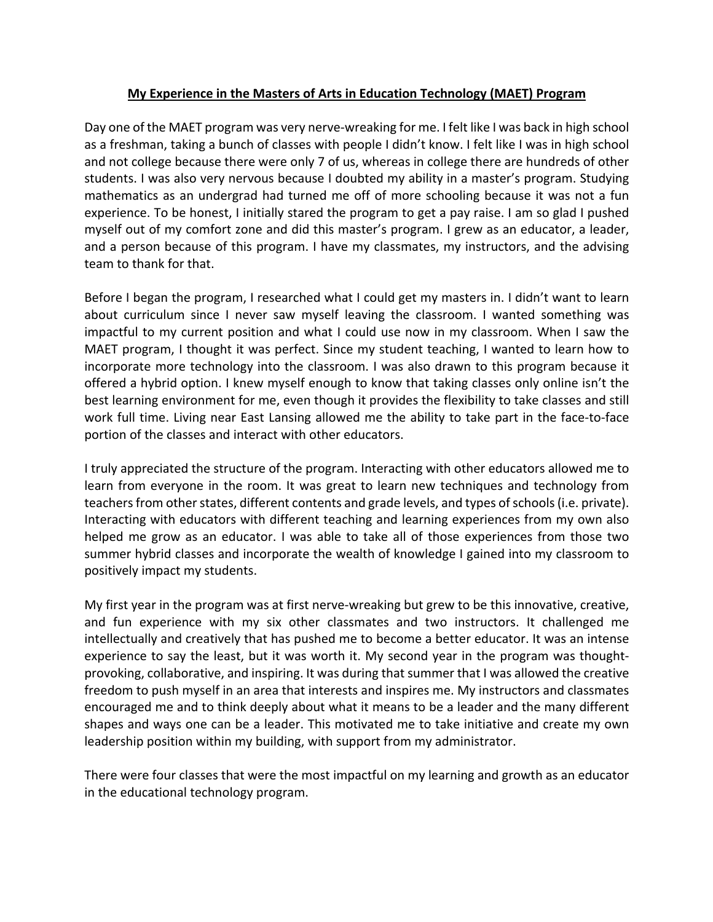**My Experience in the Masters of Arts in Education Technology (MAET) Program**

Day one of the MAET program was very nerve-wreaking for me. I felt like I was back in high school as a freshman, taking a bunch of classes with people I didn't know. I felt like I was in high school and not college because there were only 7 of us, whereas in college there are hundreds of other students. I was also very nervous because I doubted my ability in a master's program. Studying mathematics as an undergrad had turned me off of more schooling because it was not a fun experience. To be honest, I initially stared the program to get a pay raise. I am so glad I pushed myself out of my comfort zone and did this master's program. I grew as an educator, a leader, and a person because of this program. I have my classmates, my instructors, and the advising team to thank for that.

Before I began the program, I researched what I could get my masters in. I didn't want to learn about curriculum since I never saw myself leaving the classroom. I wanted something was impactful to my current position and what I could use now in my classroom. When I saw the MAET program, I thought it was perfect. Since my student teaching, I wanted to learn how to incorporate more technology into the classroom. I was also drawn to this program because it offered a hybrid option. I knew myself enough to know that taking classes only online isn't the best learning environment for me, even though it provides the flexibility to take classes and still work full time. Living near East Lansing allowed me the ability to take part in the face-to-face portion of the classes and interact with other educators.

I truly appreciated the structure of the program. Interacting with other educators allowed me to learn from everyone in the room. It was great to learn new techniques and technology from teachers from other states, different contents and grade levels, and types of schools (i.e. private). Interacting with educators with different teaching and learning experiences from my own also helped me grow as an educator. I was able to take all of those experiences from those two summer hybrid classes and incorporate the wealth of knowledge I gained into my classroom to positively impact my students.

My first year in the program was at first nerve-wreaking but grew to be this innovative, creative, and fun experience with my six other classmates and two instructors. It challenged me intellectually and creatively that has pushed me to become a better educator. It was an intense experience to say the least, but it was worth it. My second year in the program was thought-provoking, collaborative, and inspiring. It was during that summer that I was allowed the creative freedom to push myself in an area that interests and inspires me. My instructors and classmates encouraged me and to think deeply about what it means to be a leader and the many different shapes and ways one can be a leader. This motivated me to take initiative and create my own leadership position within my building, with support from my administrator.

There were four classes that were the most impactful on my learning and growth as an educator in the educational technology program.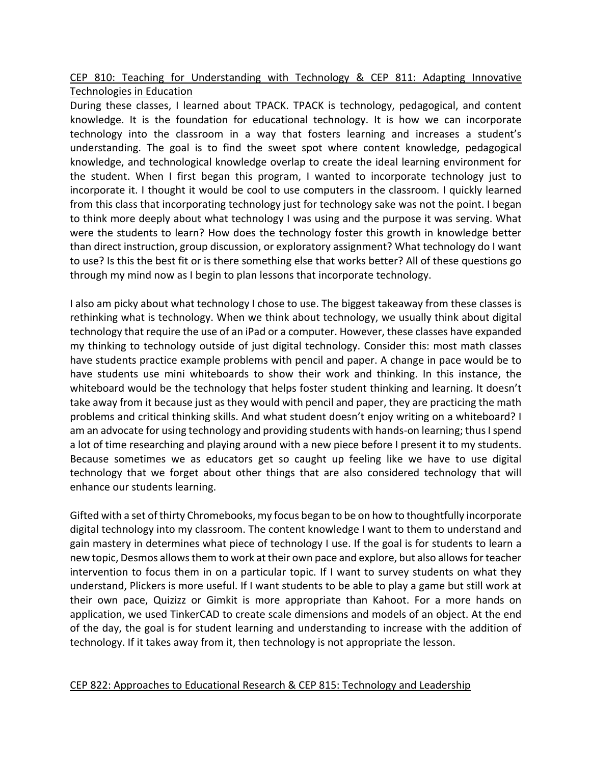<u>CEP 810: Teaching for Understanding with Technology & CEP 811: Adapting Innovative Technologies in Education</u>

During these classes, I learned about TPACK. TPACK is technology, pedagogical, and content knowledge. It is the foundation for educational technology. It is how we can incorporate technology into the classroom in a way that fosters learning and increases a student's understanding. The goal is to find the sweet spot where content knowledge, pedagogical knowledge, and technological knowledge overlap to create the ideal learning environment for the student. When I first began this program, I wanted to incorporate technology just to incorporate it. I thought it would be cool to use computers in the classroom. I quickly learned from this class that incorporating technology just for technology sake was not the point. I began to think more deeply about what technology I was using and the purpose it was serving. What were the students to learn? How does the technology foster this growth in knowledge better than direct instruction, group discussion, or exploratory assignment? What technology do I want to use? Is this the best fit or is there something else that works better? All of these questions go through my mind now as I begin to plan lessons that incorporate technology.

I also am picky about what technology I chose to use. The biggest takeaway from these classes is rethinking what is technology. When we think about technology, we usually think about digital technology that require the use of an iPad or a computer. However, these classes have expanded my thinking to technology outside of just digital technology. Consider this: most math classes have students practice example problems with pencil and paper. A change in pace would be to have students use mini whiteboards to show their work and thinking. In this instance, the whiteboard would be the technology that helps foster student thinking and learning. It doesn't take away from it because just as they would with pencil and paper, they are practicing the math problems and critical thinking skills. And what student doesn't enjoy writing on a whiteboard? I am an advocate for using technology and providing students with hands-on learning; thus I spend a lot of time researching and playing around with a new piece before I present it to my students. Because sometimes we as educators get so caught up feeling like we have to use digital technology that we forget about other things that are also considered technology that will enhance our students learning.

Gifted with a set of thirty Chromebooks, my focus began to be on how to thoughtfully incorporate digital technology into my classroom. The content knowledge I want to them to understand and gain mastery in determines what piece of technology I use. If the goal is for students to learn a new topic, Desmos allows them to work at their own pace and explore, but also allows for teacher intervention to focus them in on a particular topic. If I want to survey students on what they understand, Plickers is more useful. If I want students to be able to play a game but still work at their own pace, Quizizz or Gimkit is more appropriate than Kahoot. For a more hands on application, we used TinkerCAD to create scale dimensions and models of an object. At the end of the day, the goal is for student learning and understanding to increase with the addition of technology. If it takes away from it, then technology is not appropriate the lesson.

<u>CEP 822: Approaches to Educational Research & CEP 815: Technology and Leadership</u>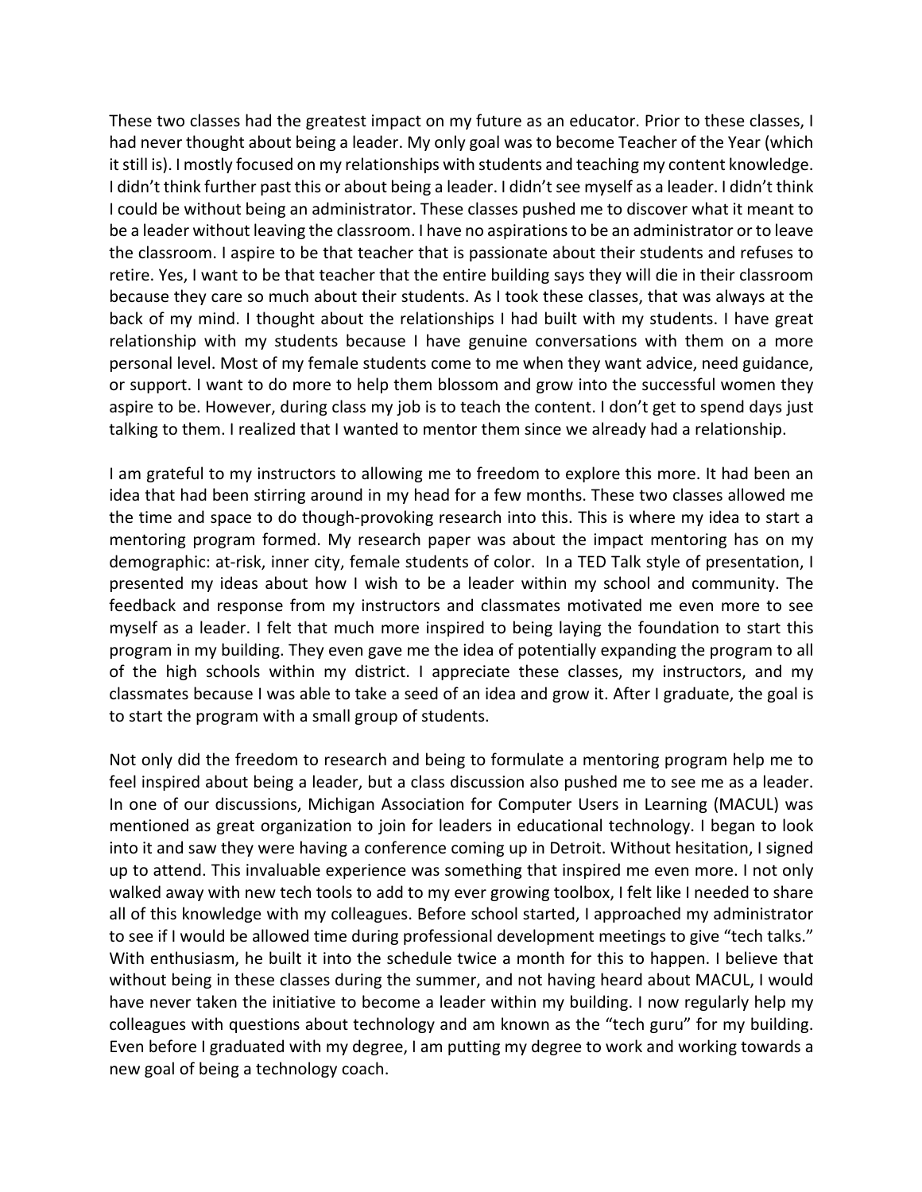These two classes had the greatest impact on my future as an educator. Prior to these classes, I had never thought about being a leader. My only goal was to become Teacher of the Year (which it still is). I mostly focused on my relationships with students and teaching my content knowledge. I didn't think further past this or about being a leader. I didn't see myself as a leader. I didn't think I could be without being an administrator. These classes pushed me to discover what it meant to be a leader without leaving the classroom. I have no aspirations to be an administrator or to leave the classroom. I aspire to be that teacher that is passionate about their students and refuses to retire. Yes, I want to be that teacher that the entire building says they will die in their classroom because they care so much about their students. As I took these classes, that was always at the back of my mind. I thought about the relationships I had built with my students. I have great relationship with my students because I have genuine conversations with them on a more personal level. Most of my female students come to me when they want advice, need guidance, or support. I want to do more to help them blossom and grow into the successful women they aspire to be. However, during class my job is to teach the content. I don't get to spend days just talking to them. I realized that I wanted to mentor them since we already had a relationship.

I am grateful to my instructors to allowing me to freedom to explore this more. It had been an idea that had been stirring around in my head for a few months. These two classes allowed me the time and space to do though-provoking research into this. This is where my idea to start a mentoring program formed. My research paper was about the impact mentoring has on my demographic: at-risk, inner city, female students of color. In a TED Talk style of presentation, I presented my ideas about how I wish to be a leader within my school and community. The feedback and response from my instructors and classmates motivated me even more to see myself as a leader. I felt that much more inspired to being laying the foundation to start this program in my building. They even gave me the idea of potentially expanding the program to all of the high schools within my district. I appreciate these classes, my instructors, and my classmates because I was able to take a seed of an idea and grow it. After I graduate, the goal is to start the program with a small group of students.

Not only did the freedom to research and being to formulate a mentoring program help me to feel inspired about being a leader, but a class discussion also pushed me to see me as a leader. In one of our discussions, Michigan Association for Computer Users in Learning (MACUL) was mentioned as great organization to join for leaders in educational technology. I began to look into it and saw they were having a conference coming up in Detroit. Without hesitation, I signed up to attend. This invaluable experience was something that inspired me even more. I not only walked away with new tech tools to add to my ever growing toolbox, I felt like I needed to share all of this knowledge with my colleagues. Before school started, I approached my administrator to see if I would be allowed time during professional development meetings to give "tech talks." With enthusiasm, he built it into the schedule twice a month for this to happen. I believe that without being in these classes during the summer, and not having heard about MACUL, I would have never taken the initiative to become a leader within my building. I now regularly help my colleagues with questions about technology and am known as the "tech guru" for my building. Even before I graduated with my degree, I am putting my degree to work and working towards a new goal of being a technology coach.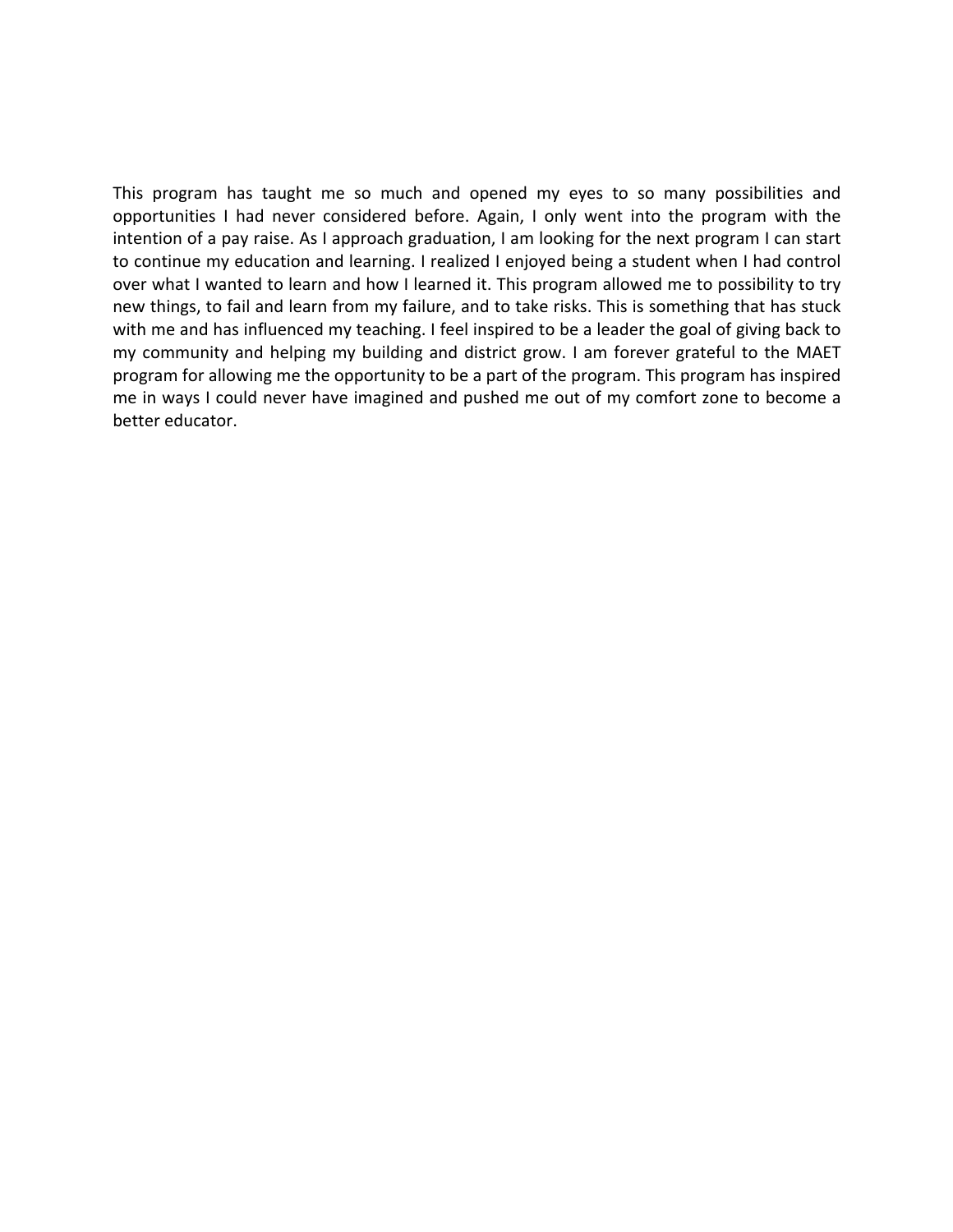This program has taught me so much and opened my eyes to so many possibilities and opportunities I had never considered before. Again, I only went into the program with the intention of a pay raise. As I approach graduation, I am looking for the next program I can start to continue my education and learning. I realized I enjoyed being a student when I had control over what I wanted to learn and how I learned it. This program allowed me to possibility to try new things, to fail and learn from my failure, and to take risks. This is something that has stuck with me and has influenced my teaching. I feel inspired to be a leader the goal of giving back to my community and helping my building and district grow. I am forever grateful to the MAET program for allowing me the opportunity to be a part of the program. This program has inspired me in ways I could never have imagined and pushed me out of my comfort zone to become a better educator.